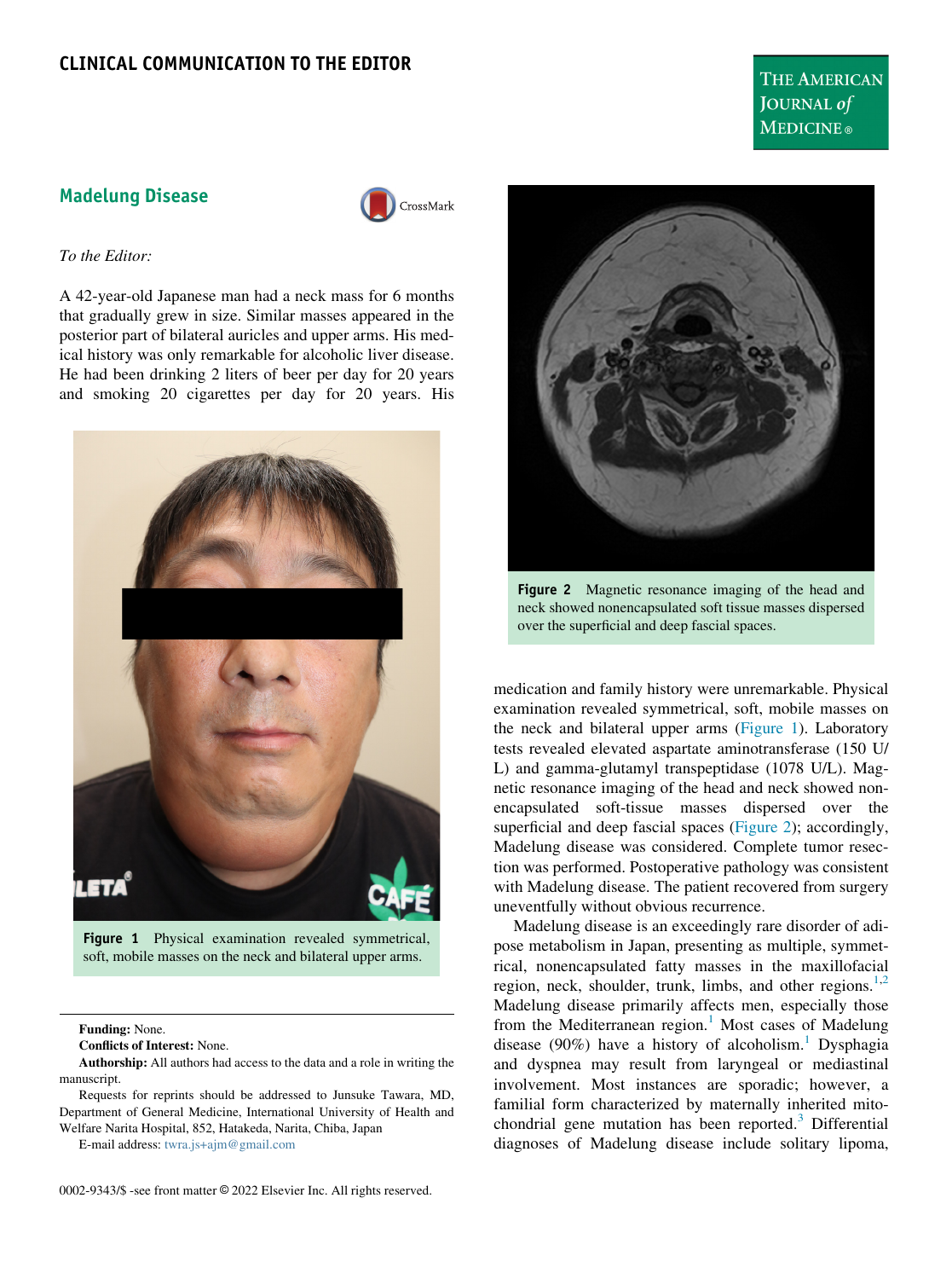CLINICAL COMMUNICATION TO THE EDITOR

# Madelung Disease

*To the Editor:*

A 42-year-old Japanese man had a neck mass for 6 months that gradually grew in size. Similar masses appeared in the posterior part of bilateral auricles and upper arms. His medical history was only remarkable for alcoholic liver disease. He had been drinking 2 liters of beer per day for 20 years and smoking 20 cigarettes per day for 20 years. His medication and family history were unremarkable. Physical examination revealed symmetrical, soft, mobile masses on the neck and bilateral upper arms (Figure 1). Laboratory tests revealed elevated aspartate aminotransferase (150 U/L) and gamma-glutamyl transpeptidase (1078 U/L). Magnetic resonance imaging of the head and neck showed nonencapsulated soft-tissue masses dispersed over the superficial and deep fascial spaces (Figure 2); accordingly, Madelung disease was considered. Complete tumor resection was performed. Postoperative pathology was consistent with Madelung disease. The patient recovered from surgery uneventfully without obvious recurrence.

**Figure 1** Physical examination revealed symmetrical, soft, mobile masses on the neck and bilateral upper arms.

**Figure 2** Magnetic resonance imaging of the head and neck showed nonencapsulated soft tissue masses dispersed over the superficial and deep fascial spaces.

Madelung disease is an exceedingly rare disorder of adipose metabolism in Japan, presenting as multiple, symmetrical, nonencapsulated fatty masses in the maxillofacial region, neck, shoulder, trunk, limbs, and other regions.[1,2] Madelung disease primarily affects men, especially those from the Mediterranean region.[1] Most cases of Madelung disease (90%) have a history of alcoholism.[1] Dysphagia and dyspnea may result from laryngeal or mediastinal involvement. Most instances are sporadic; however, a familial form characterized by maternally inherited mitochondrial gene mutation has been reported.[3] Differential diagnoses of Madelung disease include solitary lipoma,

**Funding:** None.

**Conflicts of Interest:** None.

**Authorship:** All authors had access to the data and a role in writing the manuscript.

Requests for reprints should be addressed to Junsuke Tawara, MD, Department of General Medicine, International University of Health and Welfare Narita Hospital, 852, Hatakeda, Narita, Chiba, Japan

E-mail address: twra.js+ajm@gmail.com

0002-9343/$ -see front matter © 2022 Elsevier Inc. All rights reserved.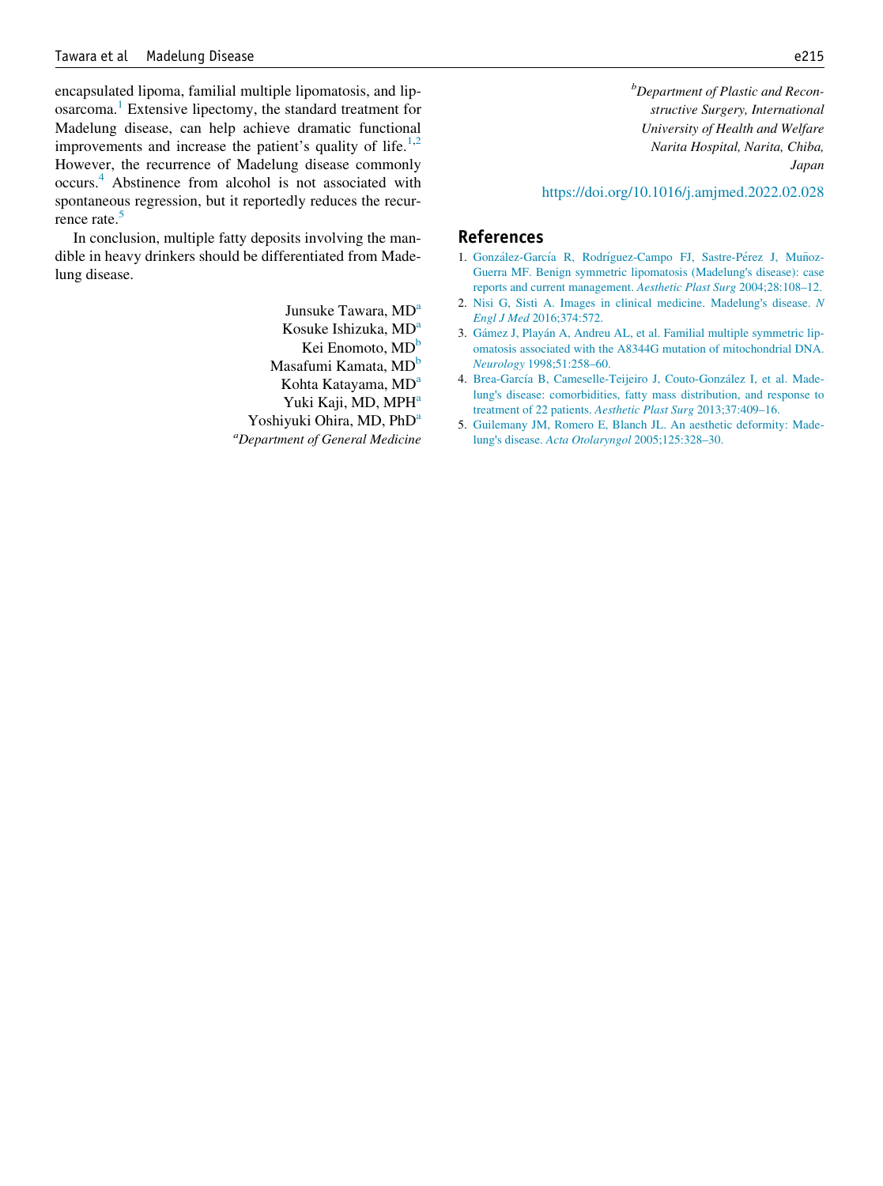encapsulated lipoma, familial multiple lipomatosis, and liposarcoma.[1] Extensive lipectomy, the standard treatment for Madelung disease, can help achieve dramatic functional improvements and increase the patient's quality of life.[1,2] However, the recurrence of Madelung disease commonly occurs.[4] Abstinence from alcohol is not associated with spontaneous regression, but it reportedly reduces the recurrence rate.[5]

In conclusion, multiple fatty deposits involving the mandible in heavy drinkers should be differentiated from Madelung disease.

Junsuke Tawara, MD[a]
Kosuke Ishizuka, MD[a]
Kei Enomoto, MD[b]
Masafumi Kamata, MD[b]
Kohta Katayama, MD[a]
Yuki Kaji, MD, MPH[a]
Yoshiyuki Ohira, MD, PhD[a]

[a]*Department of General Medicine*

[b]*Department of Plastic and Reconstructive Surgery, International University of Health and Welfare Narita Hospital, Narita, Chiba, Japan*

https://doi.org/10.1016/j.amjmed.2022.02.028

## References

1. González-García R, Rodríguez-Campo FJ, Sastre-Pérez J, Muñoz-Guerra MF. Benign symmetric lipomatosis (Madelung's disease): case reports and current management. *Aesthetic Plast Surg* 2004;28:108–12.
2. Nisi G, Sisti A. Images in clinical medicine. Madelung's disease. *N Engl J Med* 2016;374:572.
3. Gámez J, Playán A, Andreu AL, et al. Familial multiple symmetric lipomatosis associated with the A8344G mutation of mitochondrial DNA. *Neurology* 1998;51:258–60.
4. Brea-García B, Cameselle-Teijeiro J, Couto-González I, et al. Madelung's disease: comorbidities, fatty mass distribution, and response to treatment of 22 patients. *Aesthetic Plast Surg* 2013;37:409–16.
5. Guilemany JM, Romero E, Blanch JL. An aesthetic deformity: Madelung's disease. *Acta Otolaryngol* 2005;125:328–30.